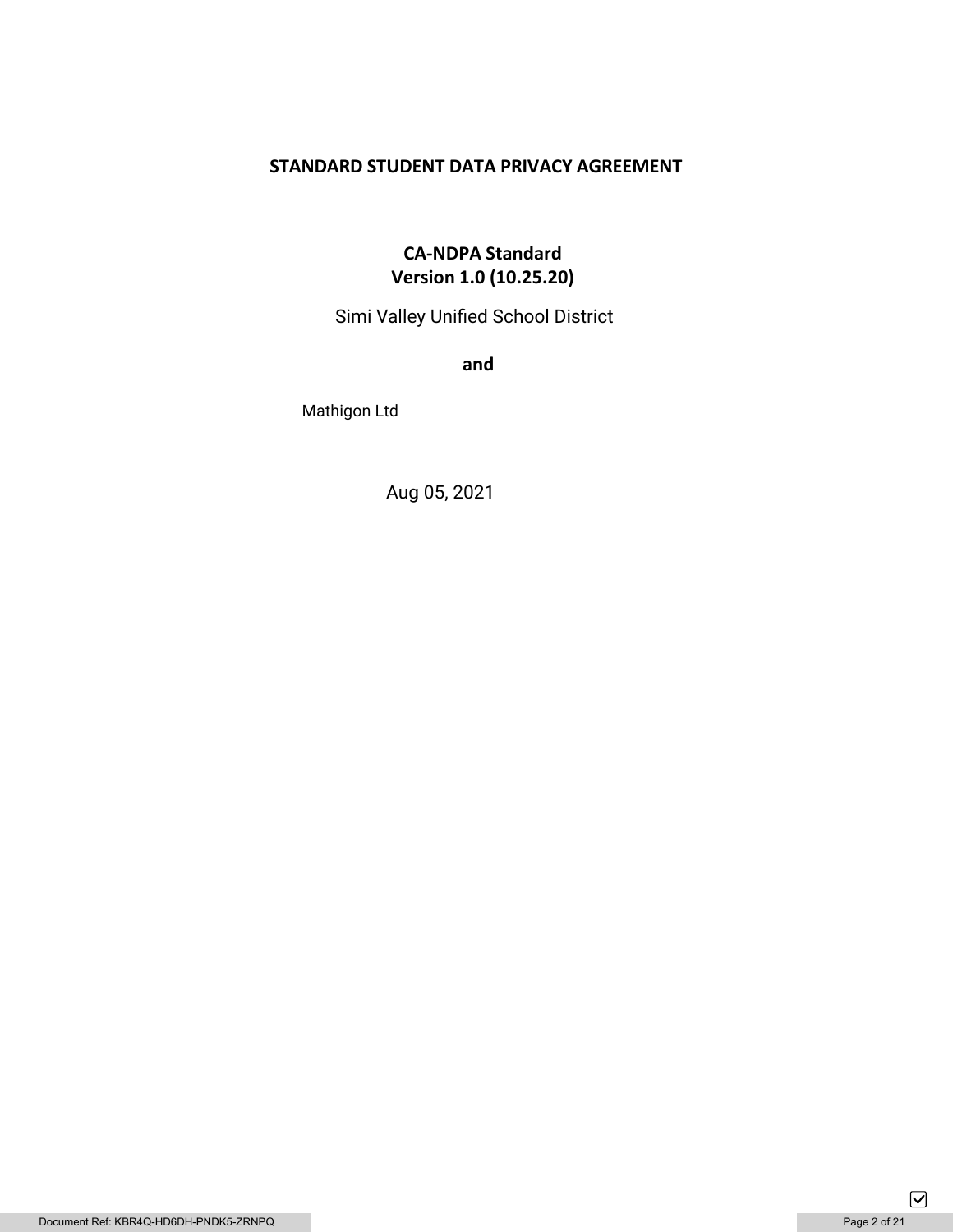# STANDARD STUDENT DATA PRIVACY AGREEMENT

**CA-NDPA Standard**
**Version 1.0 (10.25.20)**

Simi Valley Unified School District

**and**

Mathigon Ltd

Aug 05, 2021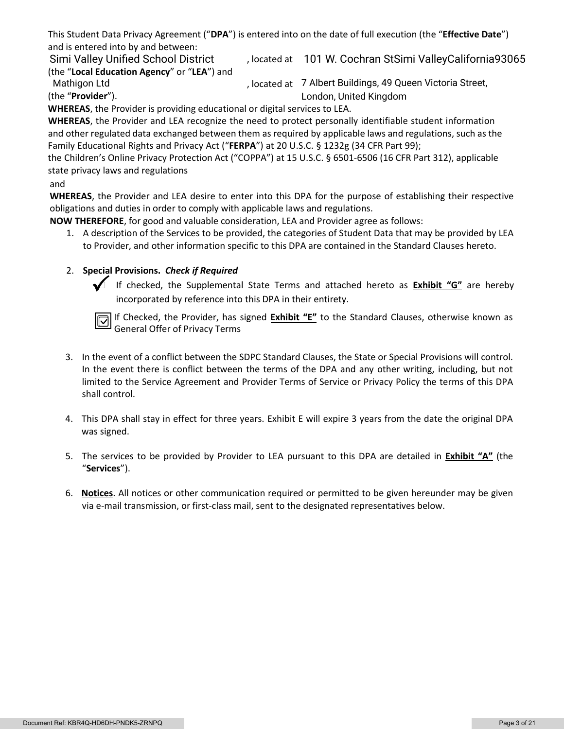This Student Data Privacy Agreement ("**DPA**") is entered into on the date of full execution (the "**Effective Date**") and is entered into by and between:

Simi Valley Unified School District, located at 101 W. Cochran StSimi ValleyCalifornia93065 (the "**Local Education Agency**" or "**LEA**") and

Mathigon Ltd, located at 7 Albert Buildings, 49 Queen Victoria Street, London, United Kingdom (the "**Provider**").

**WHEREAS**, the Provider is providing educational or digital services to LEA.

**WHEREAS**, the Provider and LEA recognize the need to protect personally identifiable student information and other regulated data exchanged between them as required by applicable laws and regulations, such as the Family Educational Rights and Privacy Act ("**FERPA**") at 20 U.S.C. § 1232g (34 CFR Part 99); the Children's Online Privacy Protection Act ("COPPA") at 15 U.S.C. § 6501-6506 (16 CFR Part 312), applicable state privacy laws and regulations and

**WHEREAS**, the Provider and LEA desire to enter into this DPA for the purpose of establishing their respective obligations and duties in order to comply with applicable laws and regulations.

**NOW THEREFORE**, for good and valuable consideration, LEA and Provider agree as follows:

1. A description of the Services to be provided, the categories of Student Data that may be provided by LEA to Provider, and other information specific to this DPA are contained in the Standard Clauses hereto.

2. **Special Provisions.** ***Check if Required***

   ✓ If checked, the Supplemental State Terms and attached hereto as **Exhibit "G"** are hereby incorporated by reference into this DPA in their entirety.

   ☑ If Checked, the Provider, has signed **Exhibit "E"** to the Standard Clauses, otherwise known as General Offer of Privacy Terms

3. In the event of a conflict between the SDPC Standard Clauses, the State or Special Provisions will control. In the event there is conflict between the terms of the DPA and any other writing, including, but not limited to the Service Agreement and Provider Terms of Service or Privacy Policy the terms of this DPA shall control.

4. This DPA shall stay in effect for three years. Exhibit E will expire 3 years from the date the original DPA was signed.

5. The services to be provided by Provider to LEA pursuant to this DPA are detailed in **Exhibit "A"** (the "**Services**").

6. **Notices**. All notices or other communication required or permitted to be given hereunder may be given via e-mail transmission, or first-class mail, sent to the designated representatives below.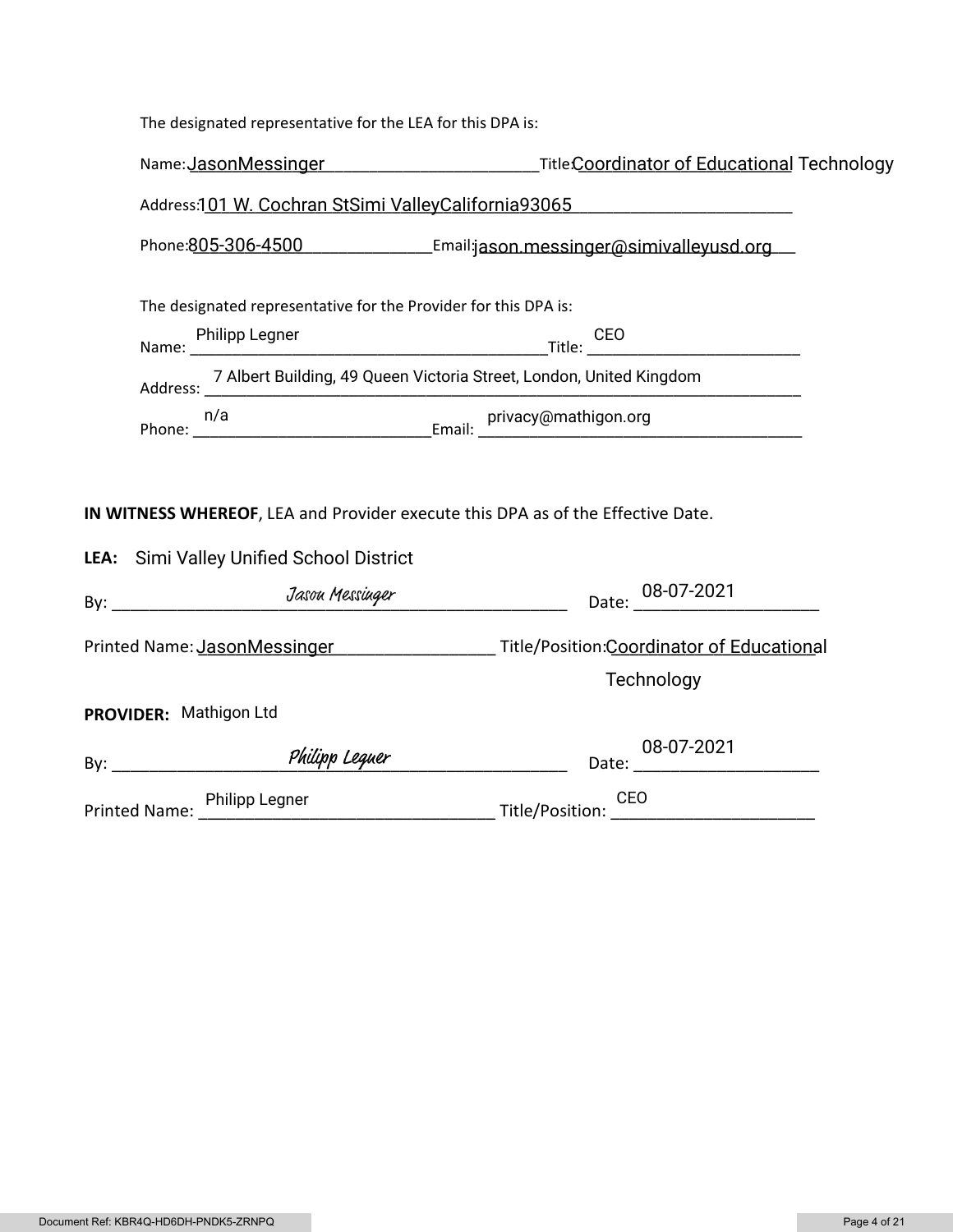The designated representative for the LEA for this DPA is:

Name: JasonMessinger Title: Coordinator of Educational Technology

Address: 101 W. Cochran StSimi ValleyCalifornia93065

Phone: 805-306-4500 Email: jason.messinger@simivalleyusd.org

The designated representative for the Provider for this DPA is:

Name: Philipp Legner Title: CEO

Address: 7 Albert Building, 49 Queen Victoria Street, London, United Kingdom

Phone: n/a Email: privacy@mathigon.org

**IN WITNESS WHEREOF**, LEA and Provider execute this DPA as of the Effective Date.

**LEA:** Simi Valley Unified School District

By: *Jason Messinger* Date: 08-07-2021

Printed Name: JasonMessinger Title/Position: Coordinator of Educational Technology

**PROVIDER:** Mathigon Ltd

By: *Philipp Legner* Date: 08-07-2021

Printed Name: Philipp Legner Title/Position: CEO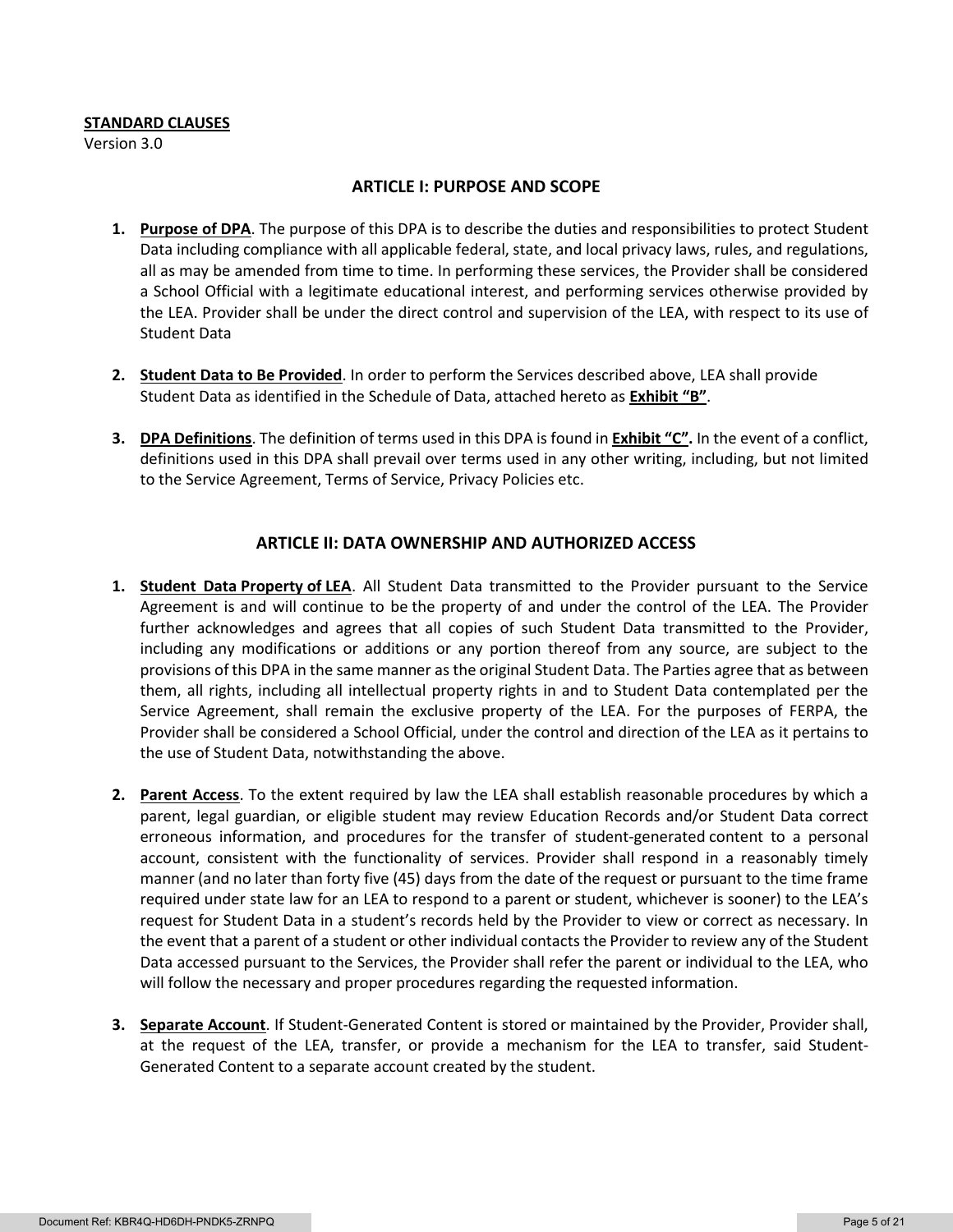**STANDARD CLAUSES**
Version 3.0

## ARTICLE I: PURPOSE AND SCOPE

1. **Purpose of DPA**. The purpose of this DPA is to describe the duties and responsibilities to protect Student Data including compliance with all applicable federal, state, and local privacy laws, rules, and regulations, all as may be amended from time to time. In performing these services, the Provider shall be considered a School Official with a legitimate educational interest, and performing services otherwise provided by the LEA. Provider shall be under the direct control and supervision of the LEA, with respect to its use of Student Data

2. **Student Data to Be Provided**. In order to perform the Services described above, LEA shall provide Student Data as identified in the Schedule of Data, attached hereto as **Exhibit "B"**.

3. **DPA Definitions**. The definition of terms used in this DPA is found in **Exhibit "C".** In the event of a conflict, definitions used in this DPA shall prevail over terms used in any other writing, including, but not limited to the Service Agreement, Terms of Service, Privacy Policies etc.

## ARTICLE II: DATA OWNERSHIP AND AUTHORIZED ACCESS

1. **Student Data Property of LEA**. All Student Data transmitted to the Provider pursuant to the Service Agreement is and will continue to be the property of and under the control of the LEA. The Provider further acknowledges and agrees that all copies of such Student Data transmitted to the Provider, including any modifications or additions or any portion thereof from any source, are subject to the provisions of this DPA in the same manner as the original Student Data. The Parties agree that as between them, all rights, including all intellectual property rights in and to Student Data contemplated per the Service Agreement, shall remain the exclusive property of the LEA. For the purposes of FERPA, the Provider shall be considered a School Official, under the control and direction of the LEA as it pertains to the use of Student Data, notwithstanding the above.

2. **Parent Access**. To the extent required by law the LEA shall establish reasonable procedures by which a parent, legal guardian, or eligible student may review Education Records and/or Student Data correct erroneous information, and procedures for the transfer of student-generated content to a personal account, consistent with the functionality of services. Provider shall respond in a reasonably timely manner (and no later than forty five (45) days from the date of the request or pursuant to the time frame required under state law for an LEA to respond to a parent or student, whichever is sooner) to the LEA's request for Student Data in a student's records held by the Provider to view or correct as necessary. In the event that a parent of a student or other individual contacts the Provider to review any of the Student Data accessed pursuant to the Services, the Provider shall refer the parent or individual to the LEA, who will follow the necessary and proper procedures regarding the requested information.

3. **Separate Account**. If Student-Generated Content is stored or maintained by the Provider, Provider shall, at the request of the LEA, transfer, or provide a mechanism for the LEA to transfer, said Student-Generated Content to a separate account created by the student.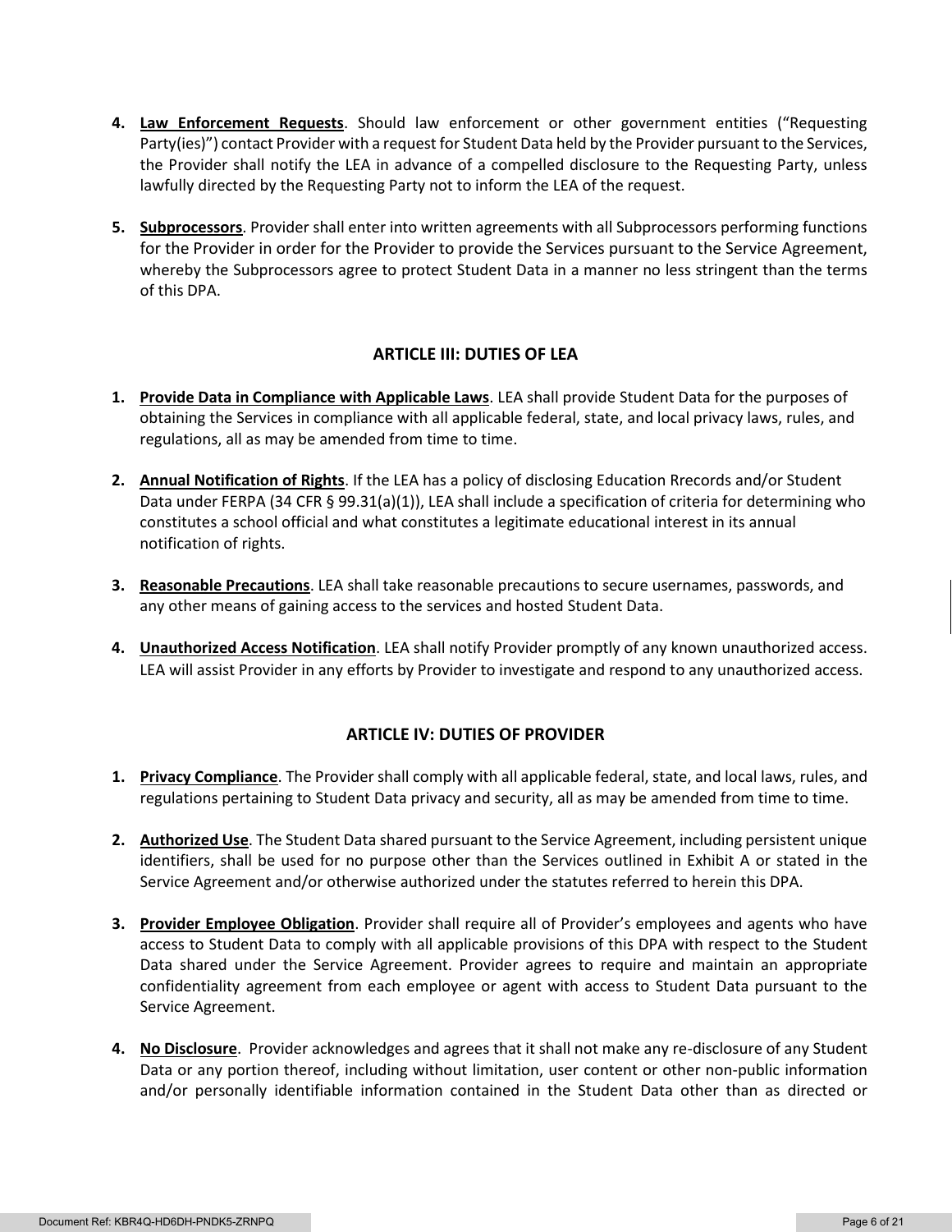4. **Law Enforcement Requests**. Should law enforcement or other government entities ("Requesting Party(ies)") contact Provider with a request for Student Data held by the Provider pursuant to the Services, the Provider shall notify the LEA in advance of a compelled disclosure to the Requesting Party, unless lawfully directed by the Requesting Party not to inform the LEA of the request.

5. **Subprocessors**. Provider shall enter into written agreements with all Subprocessors performing functions for the Provider in order for the Provider to provide the Services pursuant to the Service Agreement, whereby the Subprocessors agree to protect Student Data in a manner no less stringent than the terms of this DPA.

## ARTICLE III: DUTIES OF LEA

1. **Provide Data in Compliance with Applicable Laws**. LEA shall provide Student Data for the purposes of obtaining the Services in compliance with all applicable federal, state, and local privacy laws, rules, and regulations, all as may be amended from time to time.

2. **Annual Notification of Rights**. If the LEA has a policy of disclosing Education Rrecords and/or Student Data under FERPA (34 CFR § 99.31(a)(1)), LEA shall include a specification of criteria for determining who constitutes a school official and what constitutes a legitimate educational interest in its annual notification of rights.

3. **Reasonable Precautions**. LEA shall take reasonable precautions to secure usernames, passwords, and any other means of gaining access to the services and hosted Student Data.

4. **Unauthorized Access Notification**. LEA shall notify Provider promptly of any known unauthorized access. LEA will assist Provider in any efforts by Provider to investigate and respond to any unauthorized access.

## ARTICLE IV: DUTIES OF PROVIDER

1. **Privacy Compliance**. The Provider shall comply with all applicable federal, state, and local laws, rules, and regulations pertaining to Student Data privacy and security, all as may be amended from time to time.

2. **Authorized Use**. The Student Data shared pursuant to the Service Agreement, including persistent unique identifiers, shall be used for no purpose other than the Services outlined in Exhibit A or stated in the Service Agreement and/or otherwise authorized under the statutes referred to herein this DPA.

3. **Provider Employee Obligation**. Provider shall require all of Provider's employees and agents who have access to Student Data to comply with all applicable provisions of this DPA with respect to the Student Data shared under the Service Agreement. Provider agrees to require and maintain an appropriate confidentiality agreement from each employee or agent with access to Student Data pursuant to the Service Agreement.

4. **No Disclosure**. Provider acknowledges and agrees that it shall not make any re-disclosure of any Student Data or any portion thereof, including without limitation, user content or other non-public information and/or personally identifiable information contained in the Student Data other than as directed or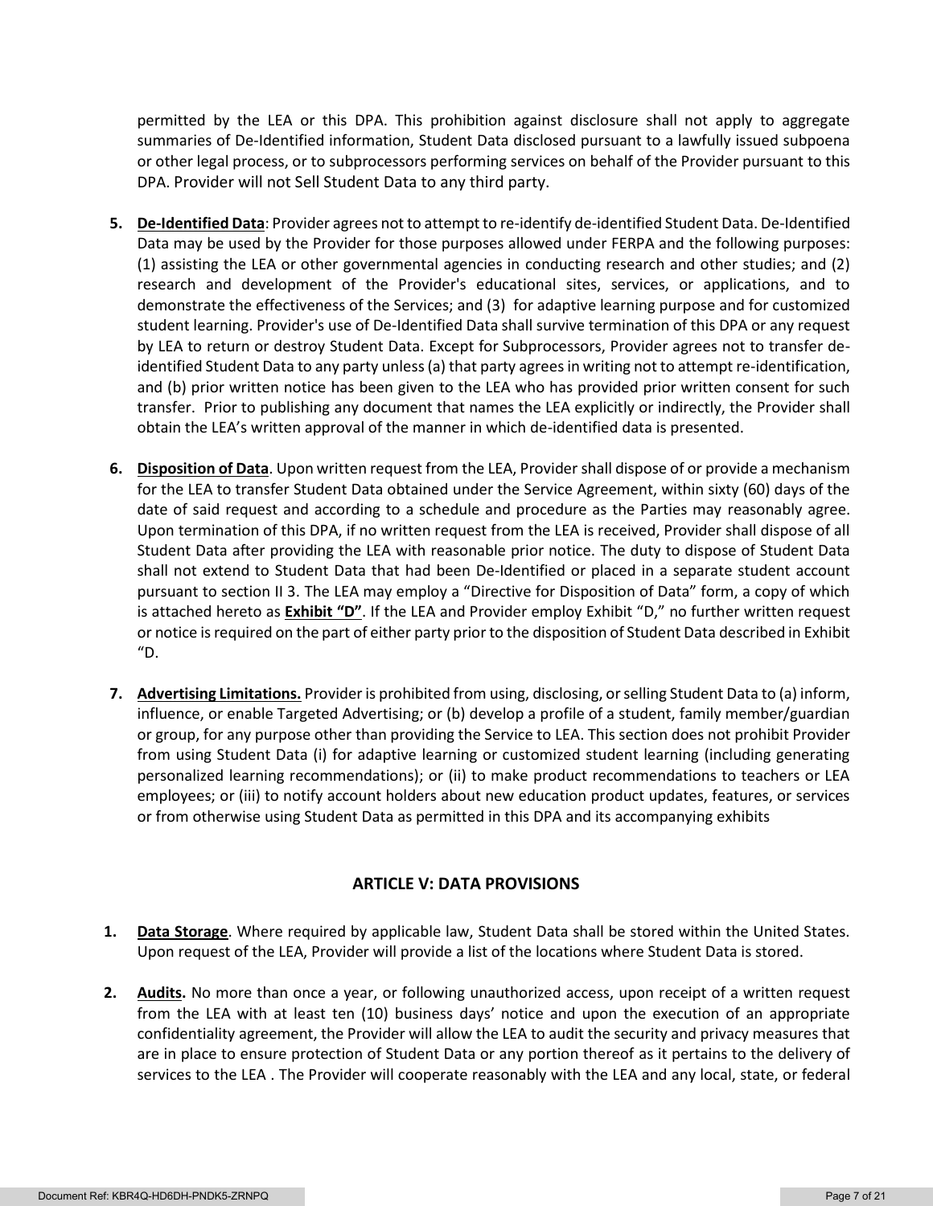permitted by the LEA or this DPA. This prohibition against disclosure shall not apply to aggregate summaries of De-Identified information, Student Data disclosed pursuant to a lawfully issued subpoena or other legal process, or to subprocessors performing services on behalf of the Provider pursuant to this DPA. Provider will not Sell Student Data to any third party.

5. **De-Identified Data**: Provider agrees not to attempt to re-identify de-identified Student Data. De-Identified Data may be used by the Provider for those purposes allowed under FERPA and the following purposes: (1) assisting the LEA or other governmental agencies in conducting research and other studies; and (2) research and development of the Provider's educational sites, services, or applications, and to demonstrate the effectiveness of the Services; and (3) for adaptive learning purpose and for customized student learning. Provider's use of De-Identified Data shall survive termination of this DPA or any request by LEA to return or destroy Student Data. Except for Subprocessors, Provider agrees not to transfer de-identified Student Data to any party unless (a) that party agrees in writing not to attempt re-identification, and (b) prior written notice has been given to the LEA who has provided prior written consent for such transfer. Prior to publishing any document that names the LEA explicitly or indirectly, the Provider shall obtain the LEA's written approval of the manner in which de-identified data is presented.

6. **Disposition of Data**. Upon written request from the LEA, Provider shall dispose of or provide a mechanism for the LEA to transfer Student Data obtained under the Service Agreement, within sixty (60) days of the date of said request and according to a schedule and procedure as the Parties may reasonably agree. Upon termination of this DPA, if no written request from the LEA is received, Provider shall dispose of all Student Data after providing the LEA with reasonable prior notice. The duty to dispose of Student Data shall not extend to Student Data that had been De-Identified or placed in a separate student account pursuant to section II 3. The LEA may employ a "Directive for Disposition of Data" form, a copy of which is attached hereto as **Exhibit "D"**. If the LEA and Provider employ Exhibit "D," no further written request or notice is required on the part of either party prior to the disposition of Student Data described in Exhibit "D.

7. **Advertising Limitations.** Provider is prohibited from using, disclosing, or selling Student Data to (a) inform, influence, or enable Targeted Advertising; or (b) develop a profile of a student, family member/guardian or group, for any purpose other than providing the Service to LEA. This section does not prohibit Provider from using Student Data (i) for adaptive learning or customized student learning (including generating personalized learning recommendations); or (ii) to make product recommendations to teachers or LEA employees; or (iii) to notify account holders about new education product updates, features, or services or from otherwise using Student Data as permitted in this DPA and its accompanying exhibits

## ARTICLE V: DATA PROVISIONS

1. **Data Storage**. Where required by applicable law, Student Data shall be stored within the United States. Upon request of the LEA, Provider will provide a list of the locations where Student Data is stored.

2. **Audits.** No more than once a year, or following unauthorized access, upon receipt of a written request from the LEA with at least ten (10) business days' notice and upon the execution of an appropriate confidentiality agreement, the Provider will allow the LEA to audit the security and privacy measures that are in place to ensure protection of Student Data or any portion thereof as it pertains to the delivery of services to the LEA . The Provider will cooperate reasonably with the LEA and any local, state, or federal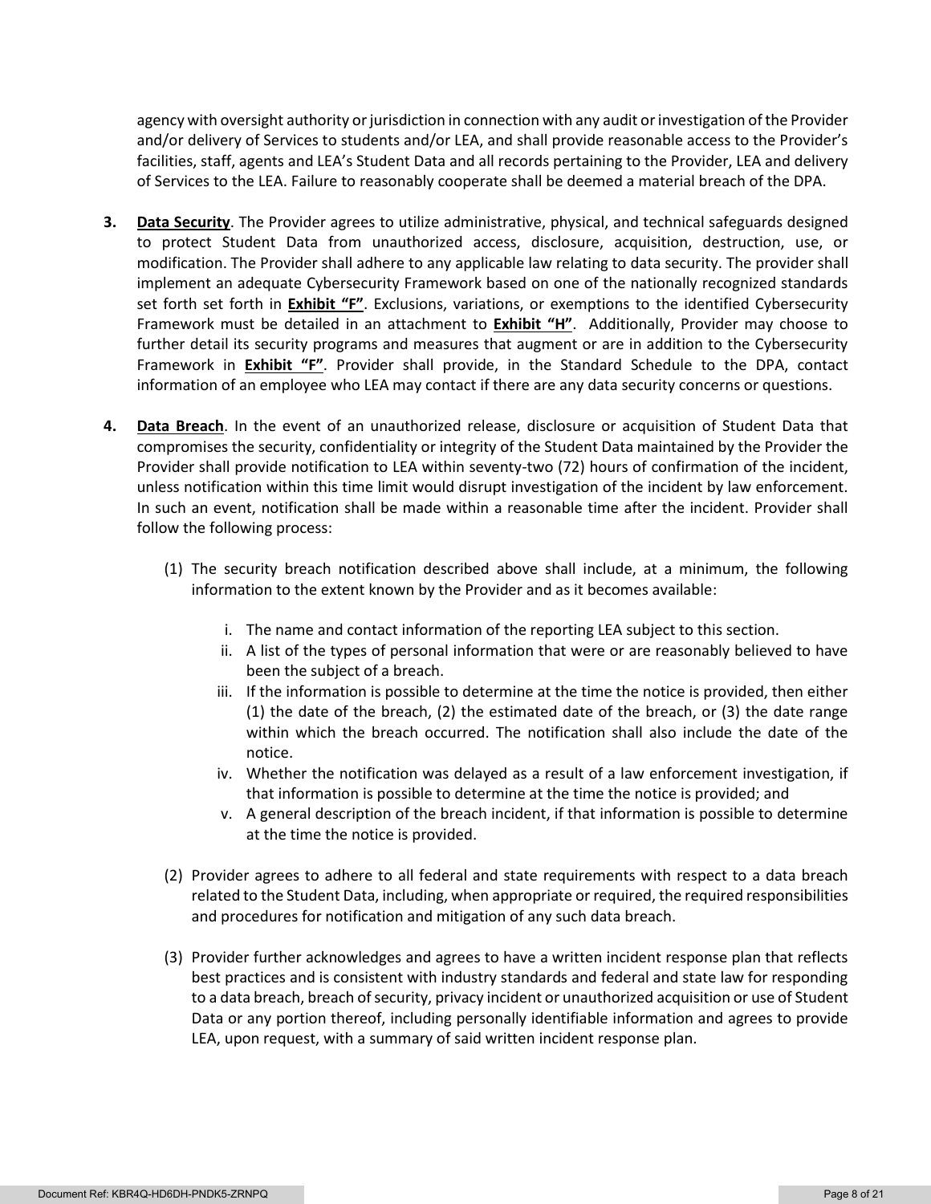agency with oversight authority or jurisdiction in connection with any audit or investigation of the Provider and/or delivery of Services to students and/or LEA, and shall provide reasonable access to the Provider's facilities, staff, agents and LEA's Student Data and all records pertaining to the Provider, LEA and delivery of Services to the LEA. Failure to reasonably cooperate shall be deemed a material breach of the DPA.

3. **Data Security**. The Provider agrees to utilize administrative, physical, and technical safeguards designed to protect Student Data from unauthorized access, disclosure, acquisition, destruction, use, or modification. The Provider shall adhere to any applicable law relating to data security. The provider shall implement an adequate Cybersecurity Framework based on one of the nationally recognized standards set forth set forth in **Exhibit "F"**. Exclusions, variations, or exemptions to the identified Cybersecurity Framework must be detailed in an attachment to **Exhibit "H"**. Additionally, Provider may choose to further detail its security programs and measures that augment or are in addition to the Cybersecurity Framework in **Exhibit "F"**. Provider shall provide, in the Standard Schedule to the DPA, contact information of an employee who LEA may contact if there are any data security concerns or questions.

4. **Data Breach**. In the event of an unauthorized release, disclosure or acquisition of Student Data that compromises the security, confidentiality or integrity of the Student Data maintained by the Provider the Provider shall provide notification to LEA within seventy-two (72) hours of confirmation of the incident, unless notification within this time limit would disrupt investigation of the incident by law enforcement. In such an event, notification shall be made within a reasonable time after the incident. Provider shall follow the following process:

   (1) The security breach notification described above shall include, at a minimum, the following information to the extent known by the Provider and as it becomes available:

      i. The name and contact information of the reporting LEA subject to this section.
      ii. A list of the types of personal information that were or are reasonably believed to have been the subject of a breach.
      iii. If the information is possible to determine at the time the notice is provided, then either (1) the date of the breach, (2) the estimated date of the breach, or (3) the date range within which the breach occurred. The notification shall also include the date of the notice.
      iv. Whether the notification was delayed as a result of a law enforcement investigation, if that information is possible to determine at the time the notice is provided; and
      v. A general description of the breach incident, if that information is possible to determine at the time the notice is provided.

   (2) Provider agrees to adhere to all federal and state requirements with respect to a data breach related to the Student Data, including, when appropriate or required, the required responsibilities and procedures for notification and mitigation of any such data breach.

   (3) Provider further acknowledges and agrees to have a written incident response plan that reflects best practices and is consistent with industry standards and federal and state law for responding to a data breach, breach of security, privacy incident or unauthorized acquisition or use of Student Data or any portion thereof, including personally identifiable information and agrees to provide LEA, upon request, with a summary of said written incident response plan.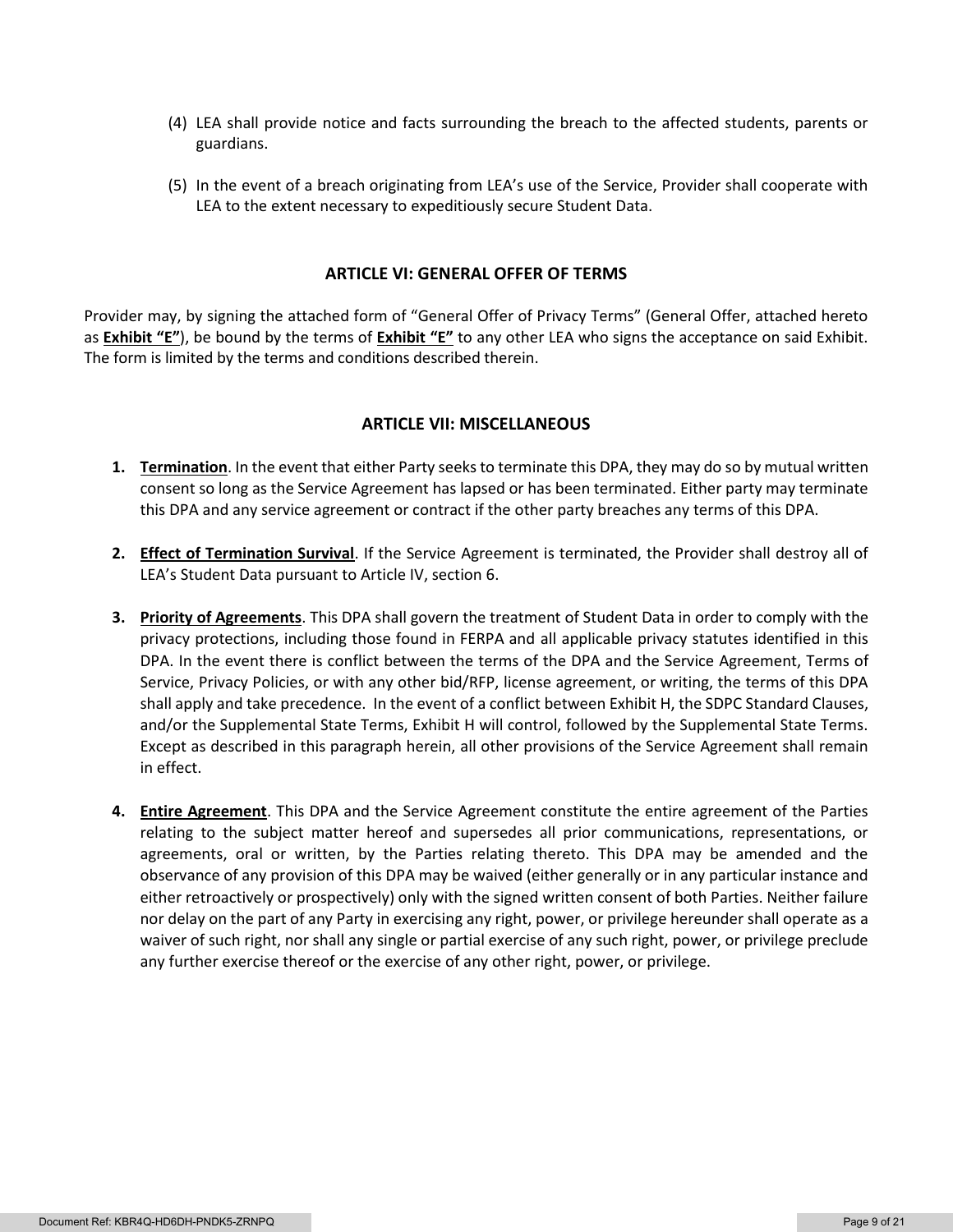(4) LEA shall provide notice and facts surrounding the breach to the affected students, parents or guardians.

(5) In the event of a breach originating from LEA's use of the Service, Provider shall cooperate with LEA to the extent necessary to expeditiously secure Student Data.

## ARTICLE VI: GENERAL OFFER OF TERMS

Provider may, by signing the attached form of "General Offer of Privacy Terms" (General Offer, attached hereto as **Exhibit "E"**), be bound by the terms of **Exhibit "E"** to any other LEA who signs the acceptance on said Exhibit. The form is limited by the terms and conditions described therein.

## ARTICLE VII: MISCELLANEOUS

1. **Termination**. In the event that either Party seeks to terminate this DPA, they may do so by mutual written consent so long as the Service Agreement has lapsed or has been terminated. Either party may terminate this DPA and any service agreement or contract if the other party breaches any terms of this DPA.

2. **Effect of Termination Survival**. If the Service Agreement is terminated, the Provider shall destroy all of LEA's Student Data pursuant to Article IV, section 6.

3. **Priority of Agreements**. This DPA shall govern the treatment of Student Data in order to comply with the privacy protections, including those found in FERPA and all applicable privacy statutes identified in this DPA. In the event there is conflict between the terms of the DPA and the Service Agreement, Terms of Service, Privacy Policies, or with any other bid/RFP, license agreement, or writing, the terms of this DPA shall apply and take precedence. In the event of a conflict between Exhibit H, the SDPC Standard Clauses, and/or the Supplemental State Terms, Exhibit H will control, followed by the Supplemental State Terms. Except as described in this paragraph herein, all other provisions of the Service Agreement shall remain in effect.

4. **Entire Agreement**. This DPA and the Service Agreement constitute the entire agreement of the Parties relating to the subject matter hereof and supersedes all prior communications, representations, or agreements, oral or written, by the Parties relating thereto. This DPA may be amended and the observance of any provision of this DPA may be waived (either generally or in any particular instance and either retroactively or prospectively) only with the signed written consent of both Parties. Neither failure nor delay on the part of any Party in exercising any right, power, or privilege hereunder shall operate as a waiver of such right, nor shall any single or partial exercise of any such right, power, or privilege preclude any further exercise thereof or the exercise of any other right, power, or privilege.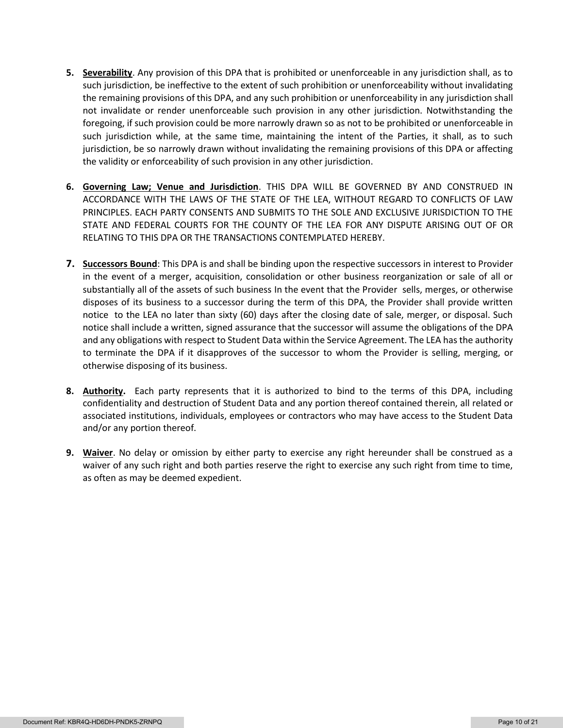5. **Severability**. Any provision of this DPA that is prohibited or unenforceable in any jurisdiction shall, as to such jurisdiction, be ineffective to the extent of such prohibition or unenforceability without invalidating the remaining provisions of this DPA, and any such prohibition or unenforceability in any jurisdiction shall not invalidate or render unenforceable such provision in any other jurisdiction. Notwithstanding the foregoing, if such provision could be more narrowly drawn so as not to be prohibited or unenforceable in such jurisdiction while, at the same time, maintaining the intent of the Parties, it shall, as to such jurisdiction, be so narrowly drawn without invalidating the remaining provisions of this DPA or affecting the validity or enforceability of such provision in any other jurisdiction.

6. **Governing Law; Venue and Jurisdiction**. THIS DPA WILL BE GOVERNED BY AND CONSTRUED IN ACCORDANCE WITH THE LAWS OF THE STATE OF THE LEA, WITHOUT REGARD TO CONFLICTS OF LAW PRINCIPLES. EACH PARTY CONSENTS AND SUBMITS TO THE SOLE AND EXCLUSIVE JURISDICTION TO THE STATE AND FEDERAL COURTS FOR THE COUNTY OF THE LEA FOR ANY DISPUTE ARISING OUT OF OR RELATING TO THIS DPA OR THE TRANSACTIONS CONTEMPLATED HEREBY.

7. **Successors Bound**: This DPA is and shall be binding upon the respective successors in interest to Provider in the event of a merger, acquisition, consolidation or other business reorganization or sale of all or substantially all of the assets of such business In the event that the Provider sells, merges, or otherwise disposes of its business to a successor during the term of this DPA, the Provider shall provide written notice to the LEA no later than sixty (60) days after the closing date of sale, merger, or disposal. Such notice shall include a written, signed assurance that the successor will assume the obligations of the DPA and any obligations with respect to Student Data within the Service Agreement. The LEA has the authority to terminate the DPA if it disapproves of the successor to whom the Provider is selling, merging, or otherwise disposing of its business.

8. **Authority.** Each party represents that it is authorized to bind to the terms of this DPA, including confidentiality and destruction of Student Data and any portion thereof contained therein, all related or associated institutions, individuals, employees or contractors who may have access to the Student Data and/or any portion thereof.

9. **Waiver**. No delay or omission by either party to exercise any right hereunder shall be construed as a waiver of any such right and both parties reserve the right to exercise any such right from time to time, as often as may be deemed expedient.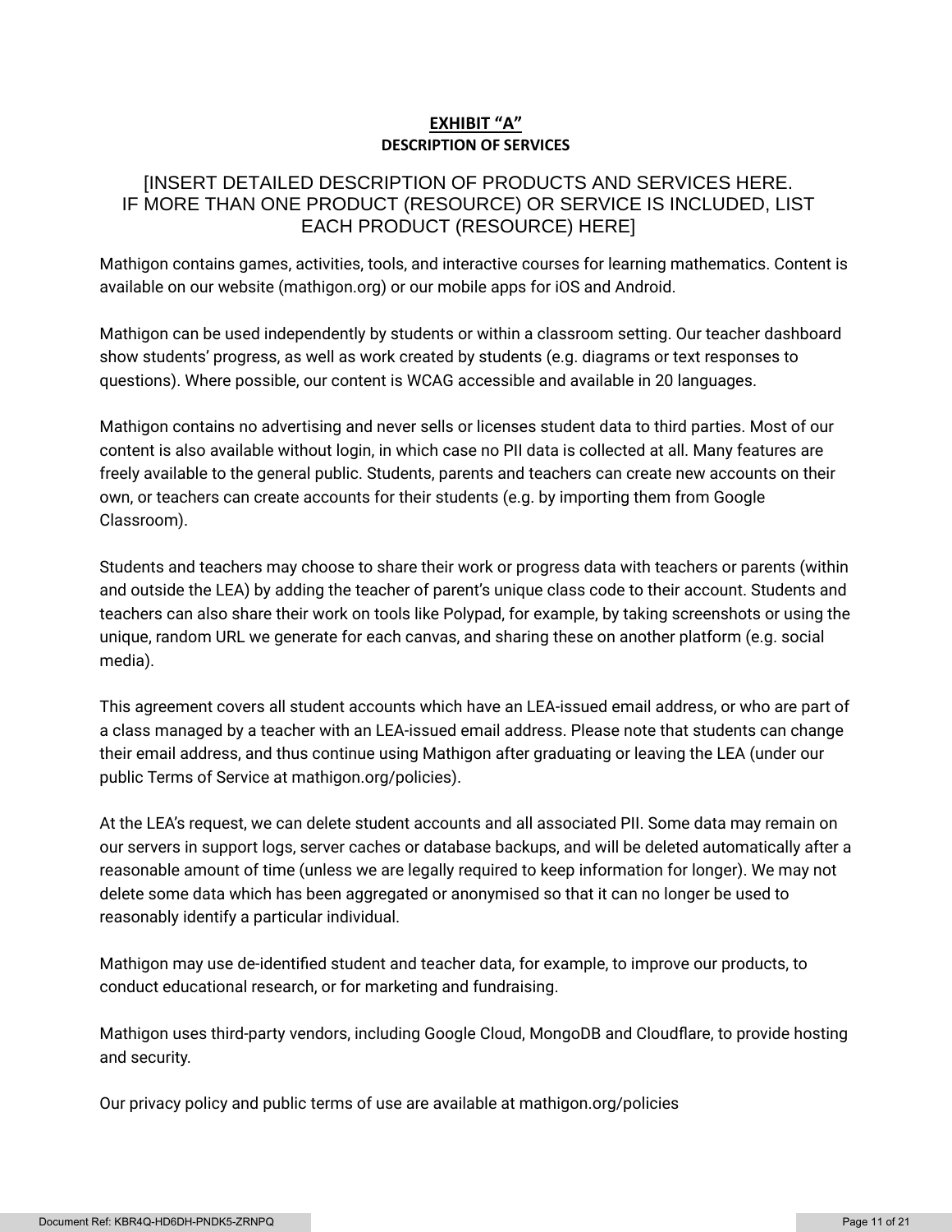# EXHIBIT "A"

## DESCRIPTION OF SERVICES

[INSERT DETAILED DESCRIPTION OF PRODUCTS AND SERVICES HERE. IF MORE THAN ONE PRODUCT (RESOURCE) OR SERVICE IS INCLUDED, LIST EACH PRODUCT (RESOURCE) HERE]

Mathigon contains games, activities, tools, and interactive courses for learning mathematics. Content is available on our website (mathigon.org) or our mobile apps for iOS and Android.

Mathigon can be used independently by students or within a classroom setting. Our teacher dashboard show students' progress, as well as work created by students (e.g. diagrams or text responses to questions). Where possible, our content is WCAG accessible and available in 20 languages.

Mathigon contains no advertising and never sells or licenses student data to third parties. Most of our content is also available without login, in which case no PII data is collected at all. Many features are freely available to the general public. Students, parents and teachers can create new accounts on their own, or teachers can create accounts for their students (e.g. by importing them from Google Classroom).

Students and teachers may choose to share their work or progress data with teachers or parents (within and outside the LEA) by adding the teacher of parent's unique class code to their account. Students and teachers can also share their work on tools like Polypad, for example, by taking screenshots or using the unique, random URL we generate for each canvas, and sharing these on another platform (e.g. social media).

This agreement covers all student accounts which have an LEA-issued email address, or who are part of a class managed by a teacher with an LEA-issued email address. Please note that students can change their email address, and thus continue using Mathigon after graduating or leaving the LEA (under our public Terms of Service at mathigon.org/policies).

At the LEA's request, we can delete student accounts and all associated PII. Some data may remain on our servers in support logs, server caches or database backups, and will be deleted automatically after a reasonable amount of time (unless we are legally required to keep information for longer). We may not delete some data which has been aggregated or anonymised so that it can no longer be used to reasonably identify a particular individual.

Mathigon may use de-identified student and teacher data, for example, to improve our products, to conduct educational research, or for marketing and fundraising.

Mathigon uses third-party vendors, including Google Cloud, MongoDB and Cloudflare, to provide hosting and security.

Our privacy policy and public terms of use are available at mathigon.org/policies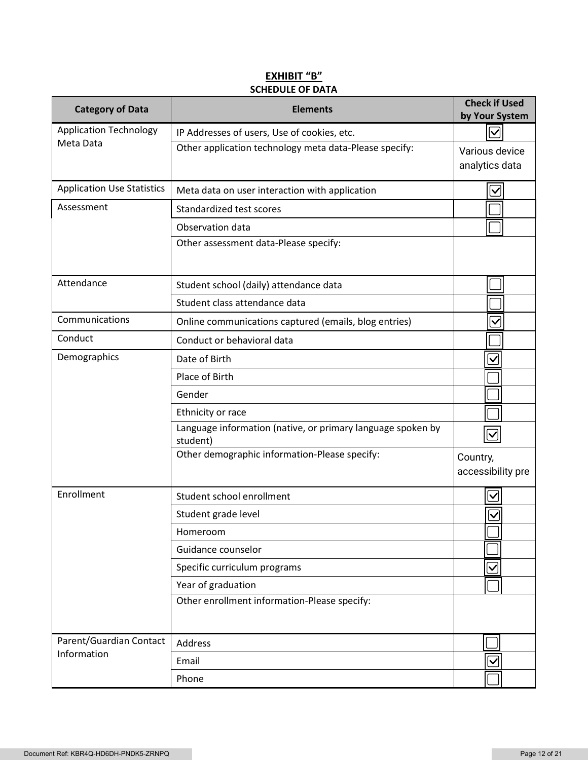**EXHIBIT "B"**

**SCHEDULE OF DATA**

| Category of Data | Elements | Check if Used by Your System |
|---|---|---|
| Application Technology Meta Data | IP Addresses of users, Use of cookies, etc. | ☑ |
| | Other application technology meta data-Please specify: | Various device analytics data |
| Application Use Statistics | Meta data on user interaction with application | ☑ |
| Assessment | Standardized test scores | ☐ |
| | Observation data | ☐ |
| | Other assessment data-Please specify: | |
| Attendance | Student school (daily) attendance data | ☐ |
| | Student class attendance data | ☐ |
| Communications | Online communications captured (emails, blog entries) | ☑ |
| Conduct | Conduct or behavioral data | ☐ |
| Demographics | Date of Birth | ☑ |
| | Place of Birth | ☐ |
| | Gender | ☐ |
| | Ethnicity or race | ☐ |
| | Language information (native, or primary language spoken by student) | ☑ |
| | Other demographic information-Please specify: | Country, accessibility pre |
| Enrollment | Student school enrollment | ☑ |
| | Student grade level | ☑ |
| | Homeroom | ☐ |
| | Guidance counselor | ☐ |
| | Specific curriculum programs | ☑ |
| | Year of graduation | ☐ |
| | Other enrollment information-Please specify: | |
| Parent/Guardian Contact Information | Address | ☐ |
| | Email | ☑ |
| | Phone | ☐ |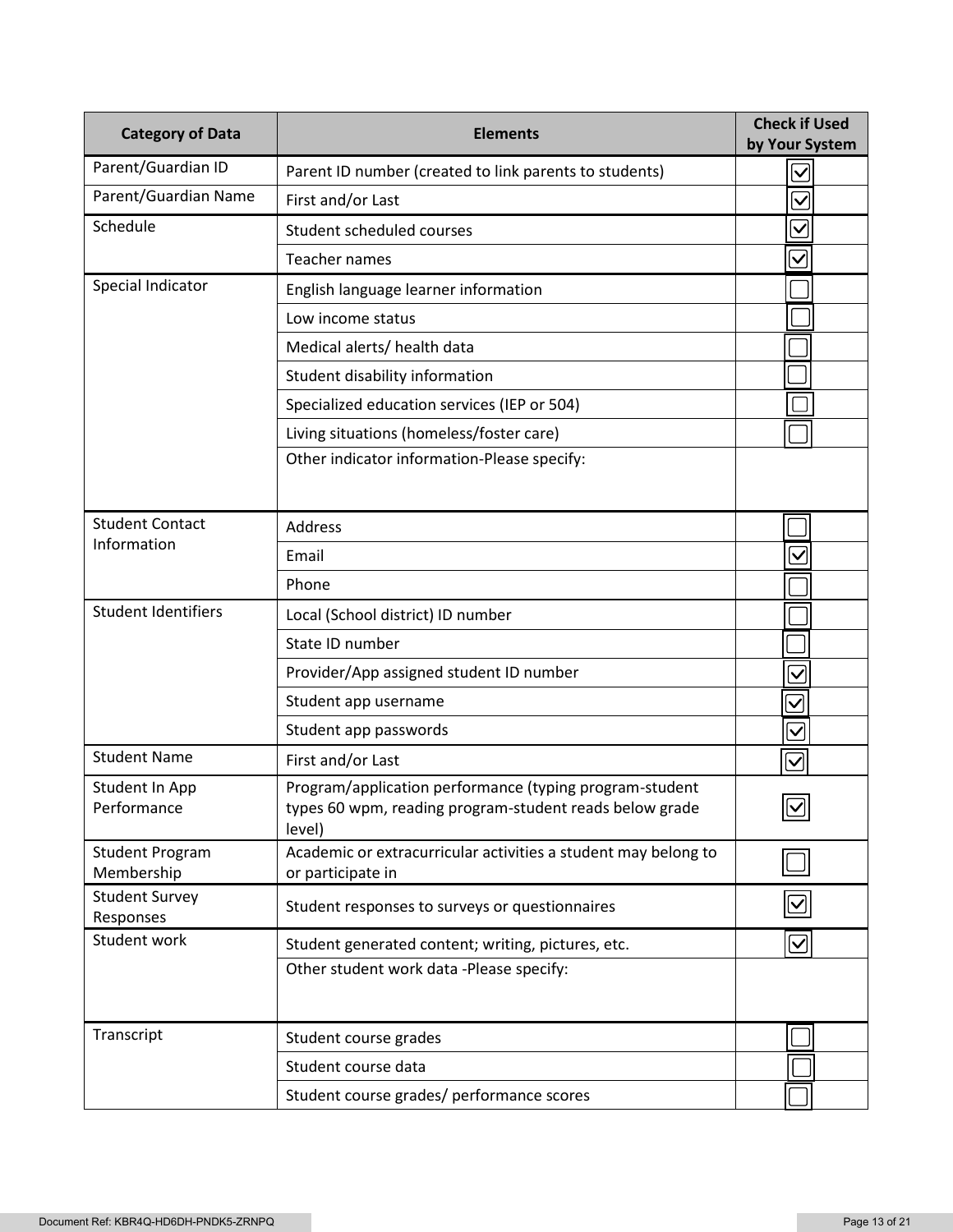| Category of Data | Elements | Check if Used by Your System |
|---|---|---|
| Parent/Guardian ID | Parent ID number (created to link parents to students) | ☑ |
| Parent/Guardian Name | First and/or Last | ☑ |
| Schedule | Student scheduled courses | ☑ |
| | Teacher names | ☑ |
| Special Indicator | English language learner information | ☐ |
| | Low income status | ☐ |
| | Medical alerts/ health data | ☐ |
| | Student disability information | ☐ |
| | Specialized education services (IEP or 504) | ☐ |
| | Living situations (homeless/foster care) | ☐ |
| | Other indicator information-Please specify: | |
| Student Contact Information | Address | ☐ |
| | Email | ☑ |
| | Phone | ☐ |
| Student Identifiers | Local (School district) ID number | ☐ |
| | State ID number | ☐ |
| | Provider/App assigned student ID number | ☑ |
| | Student app username | ☑ |
| | Student app passwords | ☑ |
| Student Name | First and/or Last | ☑ |
| Student In App Performance | Program/application performance (typing program-student types 60 wpm, reading program-student reads below grade level) | ☑ |
| Student Program Membership | Academic or extracurricular activities a student may belong to or participate in | ☐ |
| Student Survey Responses | Student responses to surveys or questionnaires | ☑ |
| Student work | Student generated content; writing, pictures, etc. | ☑ |
| | Other student work data -Please specify: | |
| Transcript | Student course grades | ☐ |
| | Student course data | ☐ |
| | Student course grades/ performance scores | ☐ |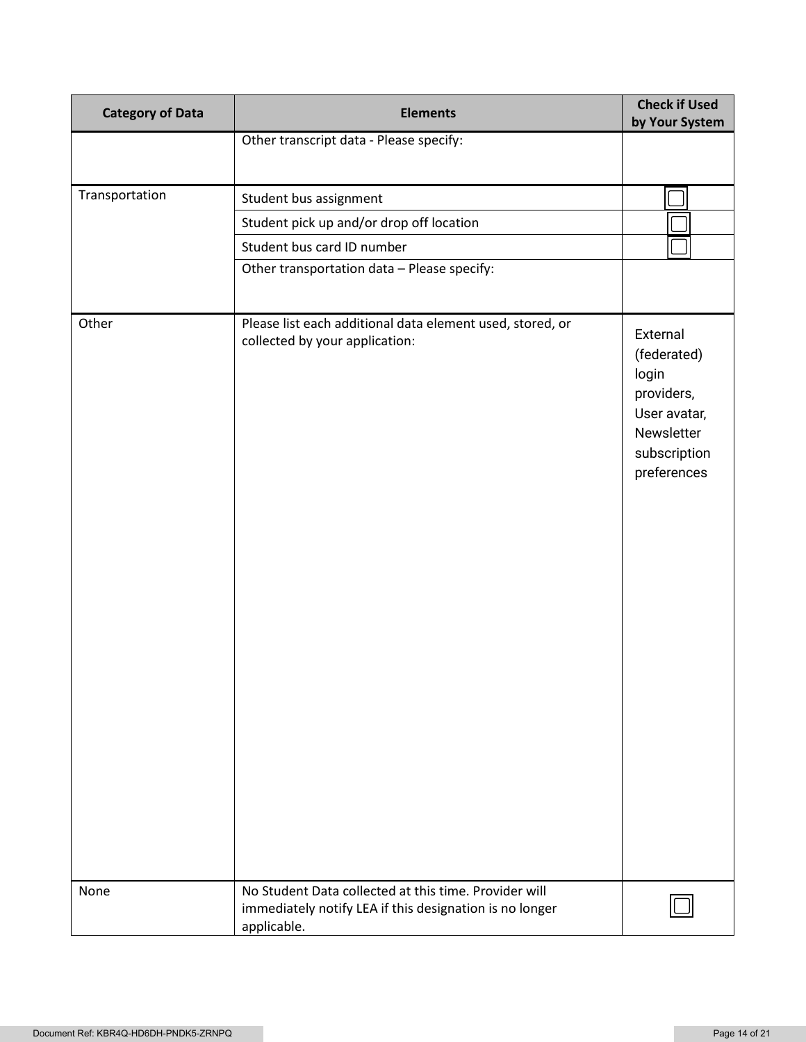| Category of Data | Elements | Check if Used by Your System |
|---|---|---|
| | Other transcript data - Please specify: | |
| Transportation | Student bus assignment | ☐ |
| | Student pick up and/or drop off location | ☐ |
| | Student bus card ID number | ☐ |
| | Other transportation data – Please specify: | |
| Other | Please list each additional data element used, stored, or collected by your application: | External (federated) login providers, User avatar, Newsletter subscription preferences |
| None | No Student Data collected at this time. Provider will immediately notify LEA if this designation is no longer applicable. | ☐ |

Document Ref: KBR4Q-HD6DH-PNDK5-ZRNPQ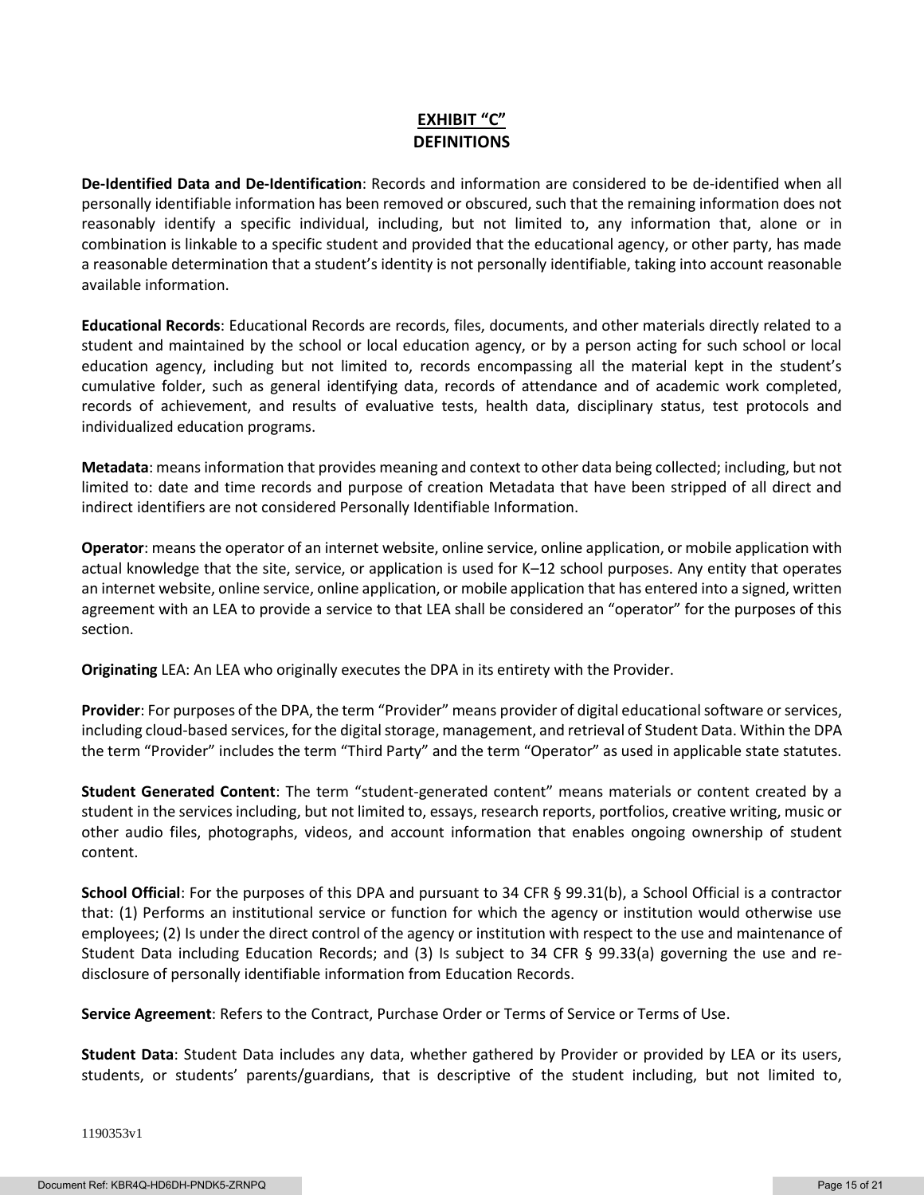# EXHIBIT "C"

## DEFINITIONS

**De-Identified Data and De-Identification**: Records and information are considered to be de-identified when all personally identifiable information has been removed or obscured, such that the remaining information does not reasonably identify a specific individual, including, but not limited to, any information that, alone or in combination is linkable to a specific student and provided that the educational agency, or other party, has made a reasonable determination that a student's identity is not personally identifiable, taking into account reasonable available information.

**Educational Records**: Educational Records are records, files, documents, and other materials directly related to a student and maintained by the school or local education agency, or by a person acting for such school or local education agency, including but not limited to, records encompassing all the material kept in the student's cumulative folder, such as general identifying data, records of attendance and of academic work completed, records of achievement, and results of evaluative tests, health data, disciplinary status, test protocols and individualized education programs.

**Metadata**: means information that provides meaning and context to other data being collected; including, but not limited to: date and time records and purpose of creation Metadata that have been stripped of all direct and indirect identifiers are not considered Personally Identifiable Information.

**Operator**: means the operator of an internet website, online service, online application, or mobile application with actual knowledge that the site, service, or application is used for K–12 school purposes. Any entity that operates an internet website, online service, online application, or mobile application that has entered into a signed, written agreement with an LEA to provide a service to that LEA shall be considered an "operator" for the purposes of this section.

**Originating** LEA: An LEA who originally executes the DPA in its entirety with the Provider.

**Provider**: For purposes of the DPA, the term "Provider" means provider of digital educational software or services, including cloud-based services, for the digital storage, management, and retrieval of Student Data. Within the DPA the term "Provider" includes the term "Third Party" and the term "Operator" as used in applicable state statutes.

**Student Generated Content**: The term "student-generated content" means materials or content created by a student in the services including, but not limited to, essays, research reports, portfolios, creative writing, music or other audio files, photographs, videos, and account information that enables ongoing ownership of student content.

**School Official**: For the purposes of this DPA and pursuant to 34 CFR § 99.31(b), a School Official is a contractor that: (1) Performs an institutional service or function for which the agency or institution would otherwise use employees; (2) Is under the direct control of the agency or institution with respect to the use and maintenance of Student Data including Education Records; and (3) Is subject to 34 CFR § 99.33(a) governing the use and re-disclosure of personally identifiable information from Education Records.

**Service Agreement**: Refers to the Contract, Purchase Order or Terms of Service or Terms of Use.

**Student Data**: Student Data includes any data, whether gathered by Provider or provided by LEA or its users, students, or students' parents/guardians, that is descriptive of the student including, but not limited to,

1190353v1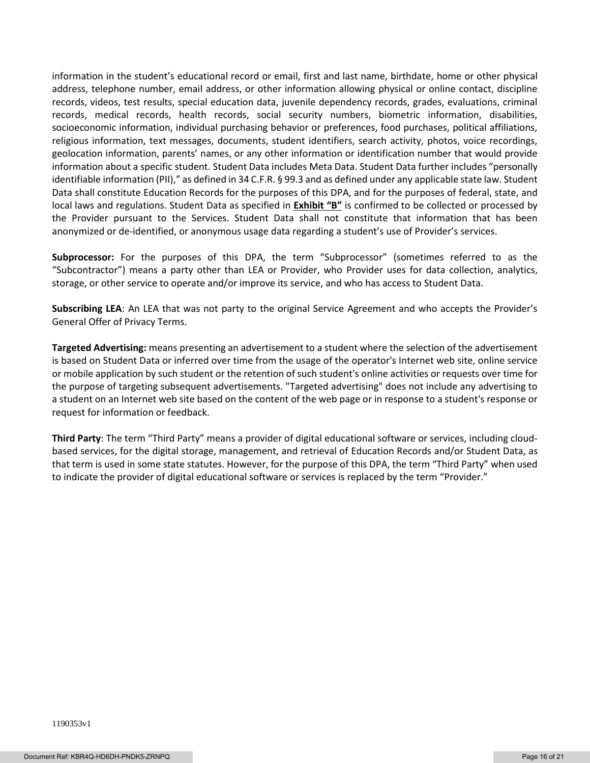information in the student's educational record or email, first and last name, birthdate, home or other physical address, telephone number, email address, or other information allowing physical or online contact, discipline records, videos, test results, special education data, juvenile dependency records, grades, evaluations, criminal records, medical records, health records, social security numbers, biometric information, disabilities, socioeconomic information, individual purchasing behavior or preferences, food purchases, political affiliations, religious information, text messages, documents, student identifiers, search activity, photos, voice recordings, geolocation information, parents' names, or any other information or identification number that would provide information about a specific student. Student Data includes Meta Data. Student Data further includes "personally identifiable information (PII)," as defined in 34 C.F.R. § 99.3 and as defined under any applicable state law. Student Data shall constitute Education Records for the purposes of this DPA, and for the purposes of federal, state, and local laws and regulations. Student Data as specified in **Exhibit "B"** is confirmed to be collected or processed by the Provider pursuant to the Services. Student Data shall not constitute that information that has been anonymized or de-identified, or anonymous usage data regarding a student's use of Provider's services.

**Subprocessor:** For the purposes of this DPA, the term "Subprocessor" (sometimes referred to as the "Subcontractor") means a party other than LEA or Provider, who Provider uses for data collection, analytics, storage, or other service to operate and/or improve its service, and who has access to Student Data.

**Subscribing LEA**: An LEA that was not party to the original Service Agreement and who accepts the Provider's General Offer of Privacy Terms.

**Targeted Advertising:** means presenting an advertisement to a student where the selection of the advertisement is based on Student Data or inferred over time from the usage of the operator's Internet web site, online service or mobile application by such student or the retention of such student's online activities or requests over time for the purpose of targeting subsequent advertisements. "Targeted advertising" does not include any advertising to a student on an Internet web site based on the content of the web page or in response to a student's response or request for information or feedback.

**Third Party**: The term "Third Party" means a provider of digital educational software or services, including cloud-based services, for the digital storage, management, and retrieval of Education Records and/or Student Data, as that term is used in some state statutes. However, for the purpose of this DPA, the term "Third Party" when used to indicate the provider of digital educational software or services is replaced by the term "Provider."

1190353v1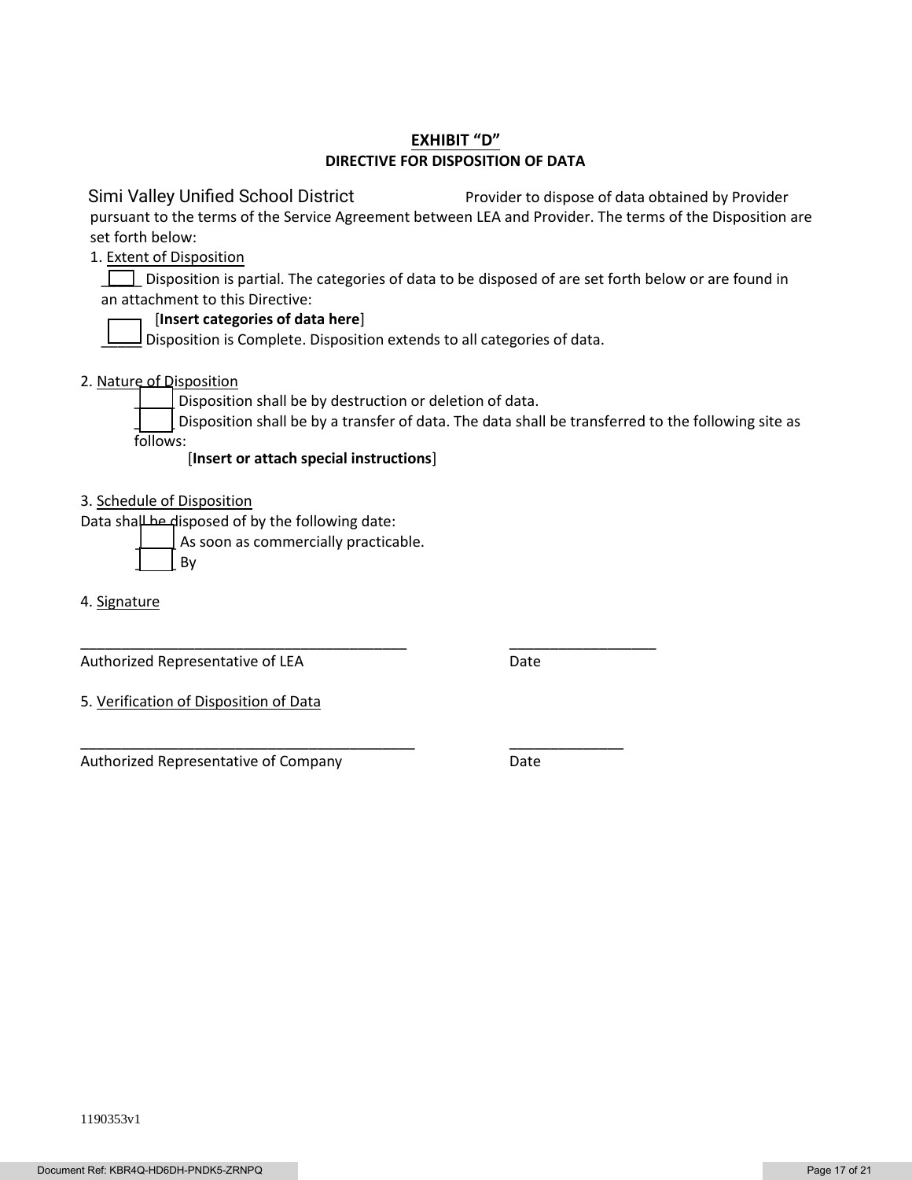# EXHIBIT "D"

## DIRECTIVE FOR DISPOSITION OF DATA

Simi Valley Unified School District Provider to dispose of data obtained by Provider pursuant to the terms of the Service Agreement between LEA and Provider. The terms of the Disposition are set forth below:

1. Extent of Disposition

☐ Disposition is partial. The categories of data to be disposed of are set forth below or are found in an attachment to this Directive:

[**Insert categories of data here**]

☐ Disposition is Complete. Disposition extends to all categories of data.

2. Nature of Disposition

☐ Disposition shall be by destruction or deletion of data.

☐ Disposition shall be by a transfer of data. The data shall be transferred to the following site as follows:

[**Insert or attach special instructions**]

3. Schedule of Disposition

Data shall be disposed of by the following date:

☐ As soon as commercially practicable.

☐ By

4. Signature

_________________________________________ __________________

Authorized Representative of LEA Date

5. Verification of Disposition of Data

__________________________________________ ______________

Authorized Representative of Company Date

1190353v1

Document Ref: KBR4Q-HD6DH-PNDK5-ZRNPQ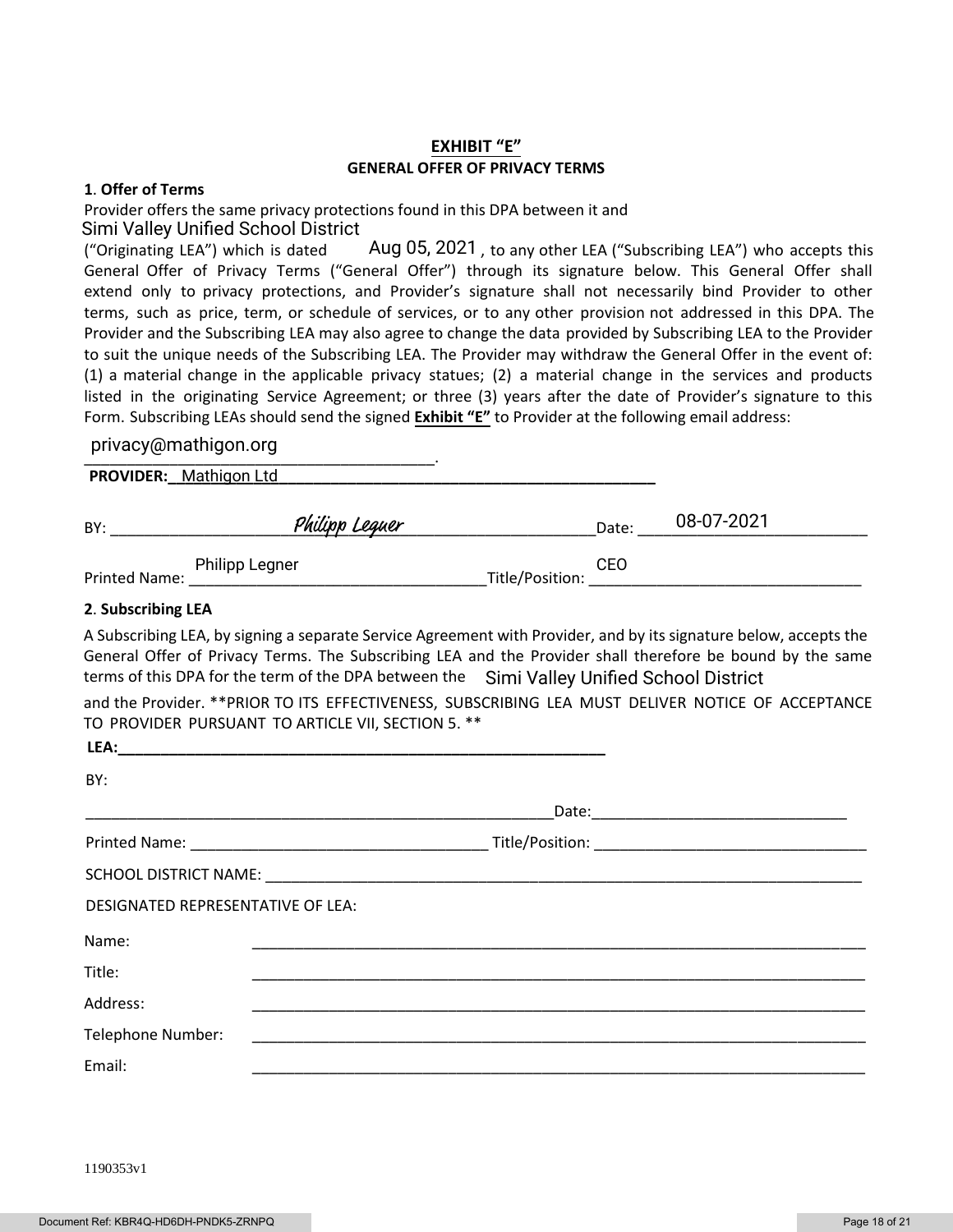## EXHIBIT "E"

### GENERAL OFFER OF PRIVACY TERMS

**1. Offer of Terms**

Provider offers the same privacy protections found in this DPA between it and Simi Valley Unified School District ("Originating LEA") which is dated Aug 05, 2021, to any other LEA ("Subscribing LEA") who accepts this General Offer of Privacy Terms ("General Offer") through its signature below. This General Offer shall extend only to privacy protections, and Provider's signature shall not necessarily bind Provider to other terms, such as price, term, or schedule of services, or to any other provision not addressed in this DPA. The Provider and the Subscribing LEA may also agree to change the data provided by Subscribing LEA to the Provider to suit the unique needs of the Subscribing LEA. The Provider may withdraw the General Offer in the event of: (1) a material change in the applicable privacy statues; (2) a material change in the services and products listed in the originating Service Agreement; or three (3) years after the date of Provider's signature to this Form. Subscribing LEAs should send the signed **Exhibit "E"** to Provider at the following email address:

privacy@mathigon.org.

**PROVIDER:** Mathigon Ltd

BY: *Philipp Legner* Date: 08-07-2021

Printed Name: Philipp Legner Title/Position: CEO

**2. Subscribing LEA**

A Subscribing LEA, by signing a separate Service Agreement with Provider, and by its signature below, accepts the General Offer of Privacy Terms. The Subscribing LEA and the Provider shall therefore be bound by the same terms of this DPA for the term of the DPA between the Simi Valley Unified School District and the Provider. **PRIOR TO ITS EFFECTIVENESS, SUBSCRIBING LEA MUST DELIVER NOTICE OF ACCEPTANCE TO PROVIDER PURSUANT TO ARTICLE VII, SECTION 5. **

**LEA:**\_\_\_\_\_\_\_\_\_\_\_\_\_\_\_\_\_\_\_\_\_\_\_\_\_\_\_\_\_\_

BY:

\_\_\_\_\_\_\_\_\_\_\_\_\_\_\_\_\_\_\_\_\_\_\_\_\_\_\_\_\_\_ Date: \_\_\_\_\_\_\_\_\_\_\_\_\_\_\_\_\_\_\_\_

Printed Name: \_\_\_\_\_\_\_\_\_\_\_\_\_\_\_\_\_\_\_\_ Title/Position: \_\_\_\_\_\_\_\_\_\_\_\_\_\_\_\_\_\_\_\_

SCHOOL DISTRICT NAME: \_\_\_\_\_\_\_\_\_\_\_\_\_\_\_\_\_\_\_\_\_\_\_\_\_\_\_\_\_\_

DESIGNATED REPRESENTATIVE OF LEA:

Name: \_\_\_\_\_\_\_\_\_\_\_\_\_\_\_\_\_\_\_\_\_\_\_\_\_\_\_\_\_\_

Title: \_\_\_\_\_\_\_\_\_\_\_\_\_\_\_\_\_\_\_\_\_\_\_\_\_\_\_\_\_\_

Address: \_\_\_\_\_\_\_\_\_\_\_\_\_\_\_\_\_\_\_\_\_\_\_\_\_\_\_\_\_\_

Telephone Number: \_\_\_\_\_\_\_\_\_\_\_\_\_\_\_\_\_\_\_\_\_\_\_\_\_\_\_\_\_\_

Email: \_\_\_\_\_\_\_\_\_\_\_\_\_\_\_\_\_\_\_\_\_\_\_\_\_\_\_\_\_\_

1190353v1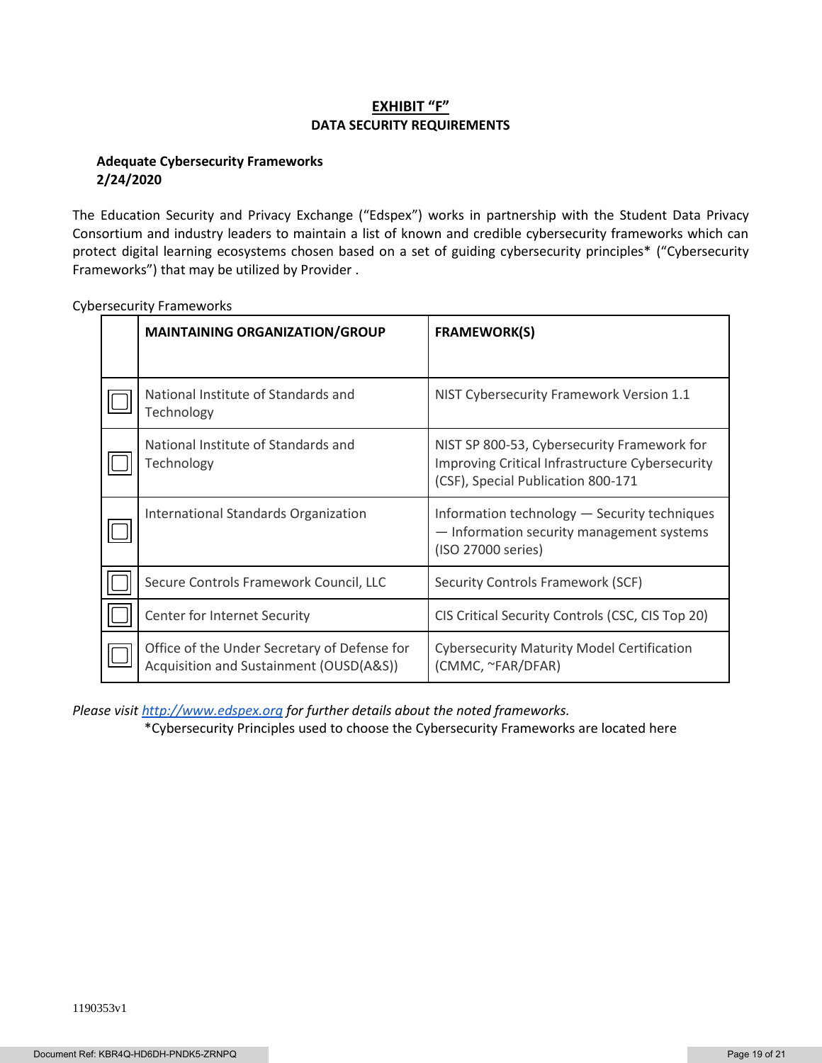## EXHIBIT "F"
### DATA SECURITY REQUIREMENTS

**Adequate Cybersecurity Frameworks**
**2/24/2020**

The Education Security and Privacy Exchange ("Edspex") works in partnership with the Student Data Privacy Consortium and industry leaders to maintain a list of known and credible cybersecurity frameworks which can protect digital learning ecosystems chosen based on a set of guiding cybersecurity principles* ("Cybersecurity Frameworks") that may be utilized by Provider .

Cybersecurity Frameworks

| | MAINTAINING ORGANIZATION/GROUP | FRAMEWORK(S) |
|---|---|---|
| ☐ | National Institute of Standards and Technology | NIST Cybersecurity Framework Version 1.1 |
| ☐ | National Institute of Standards and Technology | NIST SP 800-53, Cybersecurity Framework for Improving Critical Infrastructure Cybersecurity (CSF), Special Publication 800-171 |
| ☐ | International Standards Organization | Information technology — Security techniques — Information security management systems (ISO 27000 series) |
| ☐ | Secure Controls Framework Council, LLC | Security Controls Framework (SCF) |
| ☐ | Center for Internet Security | CIS Critical Security Controls (CSC, CIS Top 20) |
| ☐ | Office of the Under Secretary of Defense for Acquisition and Sustainment (OUSD(A&S)) | Cybersecurity Maturity Model Certification (CMMC, ~FAR/DFAR) |

*Please visit [http://www.edspex.org](http://www.edspex.org) for further details about the noted frameworks.*

*Cybersecurity Principles used to choose the Cybersecurity Frameworks are located here

1190353v1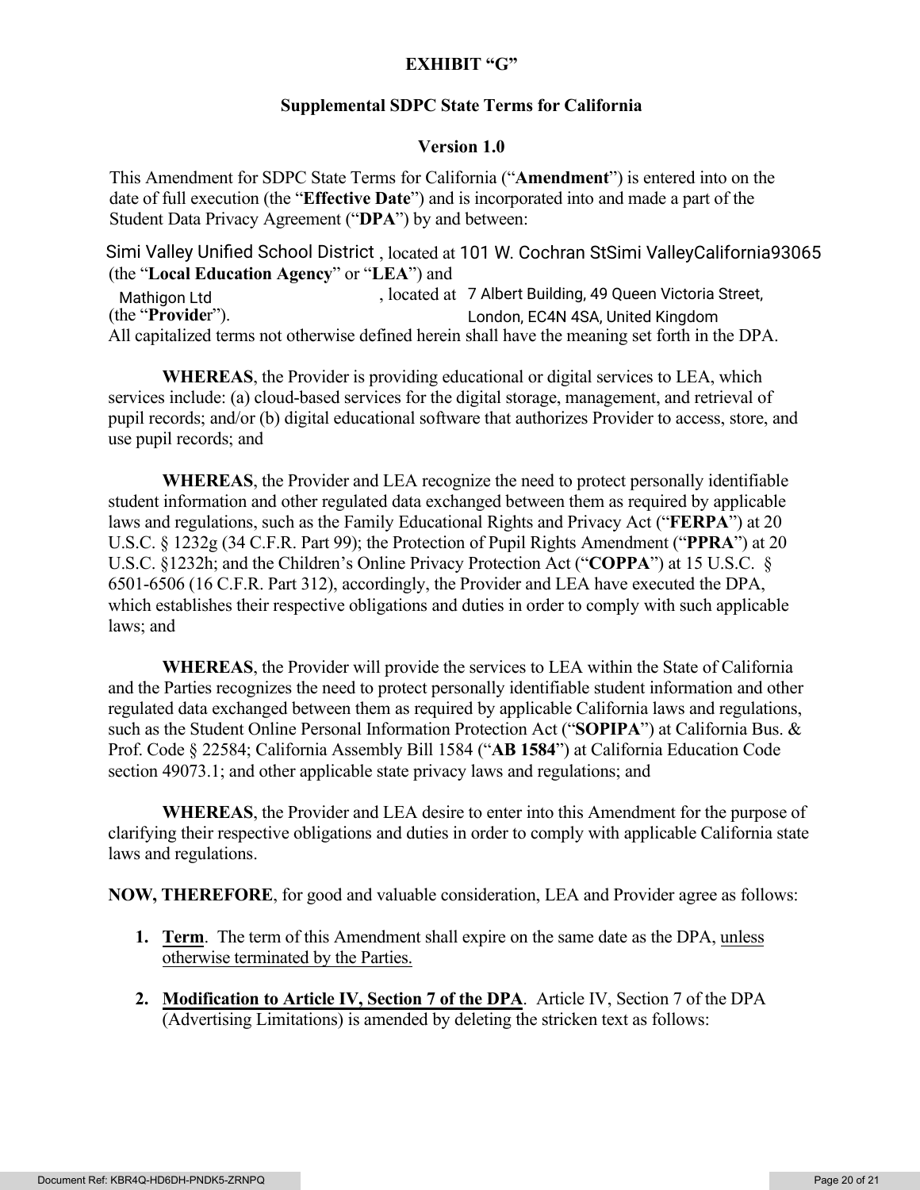**EXHIBIT "G"**

**Supplemental SDPC State Terms for California**

**Version 1.0**

This Amendment for SDPC State Terms for California ("**Amendment**") is entered into on the date of full execution (the "**Effective Date**") and is incorporated into and made a part of the Student Data Privacy Agreement ("**DPA**") by and between:

Simi Valley Unified School District, located at 101 W. Cochran StSimi ValleyCalifornia93065 (the "**Local Education Agency**" or "**LEA**") and Mathigon Ltd, located at 7 Albert Building, 49 Queen Victoria Street, London, EC4N 4SA, United Kingdom (the "**Provider**").

All capitalized terms not otherwise defined herein shall have the meaning set forth in the DPA.

**WHEREAS**, the Provider is providing educational or digital services to LEA, which services include: (a) cloud-based services for the digital storage, management, and retrieval of pupil records; and/or (b) digital educational software that authorizes Provider to access, store, and use pupil records; and

**WHEREAS**, the Provider and LEA recognize the need to protect personally identifiable student information and other regulated data exchanged between them as required by applicable laws and regulations, such as the Family Educational Rights and Privacy Act ("**FERPA**") at 20 U.S.C. § 1232g (34 C.F.R. Part 99); the Protection of Pupil Rights Amendment ("**PPRA**") at 20 U.S.C. §1232h; and the Children's Online Privacy Protection Act ("**COPPA**") at 15 U.S.C. § 6501-6506 (16 C.F.R. Part 312), accordingly, the Provider and LEA have executed the DPA, which establishes their respective obligations and duties in order to comply with such applicable laws; and

**WHEREAS**, the Provider will provide the services to LEA within the State of California and the Parties recognizes the need to protect personally identifiable student information and other regulated data exchanged between them as required by applicable California laws and regulations, such as the Student Online Personal Information Protection Act ("**SOPIPA**") at California Bus. & Prof. Code § 22584; California Assembly Bill 1584 ("**AB 1584**") at California Education Code section 49073.1; and other applicable state privacy laws and regulations; and

**WHEREAS**, the Provider and LEA desire to enter into this Amendment for the purpose of clarifying their respective obligations and duties in order to comply with applicable California state laws and regulations.

**NOW, THEREFORE**, for good and valuable consideration, LEA and Provider agree as follows:

1. **Term**. The term of this Amendment shall expire on the same date as the DPA, unless otherwise terminated by the Parties.

2. **Modification to Article IV, Section 7 of the DPA**. Article IV, Section 7 of the DPA (Advertising Limitations) is amended by deleting the stricken text as follows: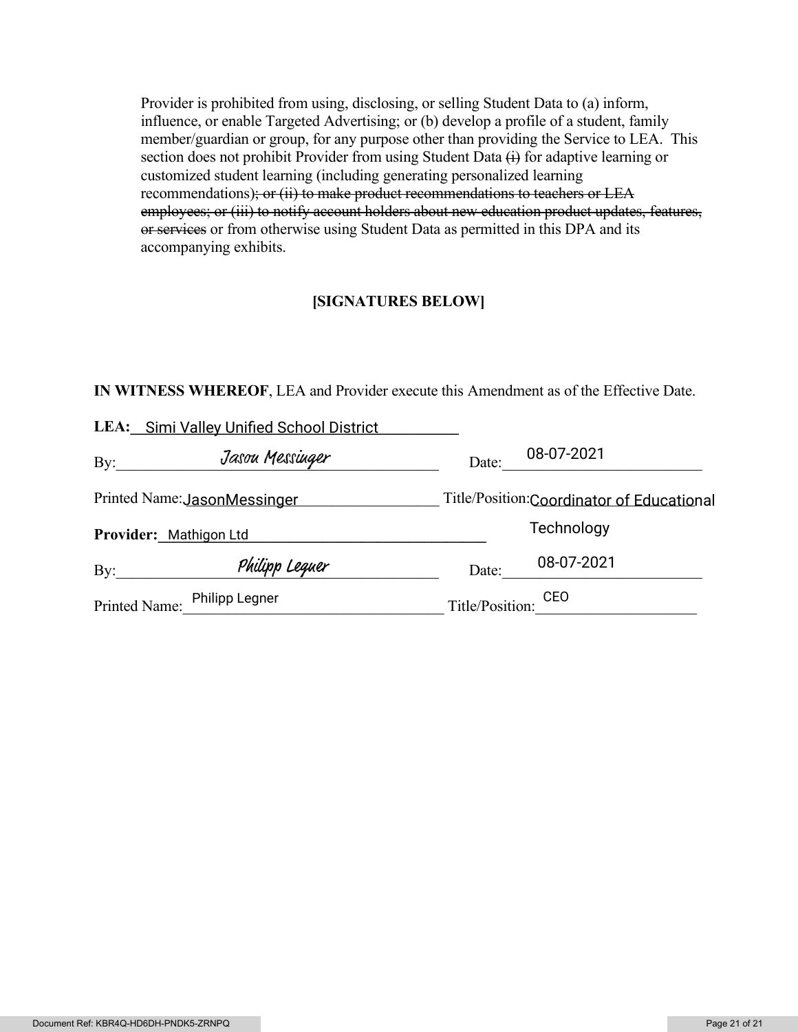Provider is prohibited from using, disclosing, or selling Student Data to (a) inform, influence, or enable Targeted Advertising; or (b) develop a profile of a student, family member/guardian or group, for any purpose other than providing the Service to LEA. This section does not prohibit Provider from using Student Data ~~(i)~~ for adaptive learning or customized student learning (including generating personalized learning recommendations)~~; or (ii) to make product recommendations to teachers or LEA employees; or (iii) to notify account holders about new education product updates, features, or services~~ or from otherwise using Student Data as permitted in this DPA and its accompanying exhibits.

**[SIGNATURES BELOW]**

**IN WITNESS WHEREOF**, LEA and Provider execute this Amendment as of the Effective Date.

**LEA:** Simi Valley Unified School District

By: Jason Messinger  Date: 08-07-2021

Printed Name: JasonMessinger  Title/Position: Coordinator of Educational Technology

**Provider:** Mathigon Ltd

By: Philipp Legner  Date: 08-07-2021

Printed Name: Philipp Legner  Title/Position: CEO

Document Ref: KBR4Q-HD6DH-PNDK5-ZRNPQ